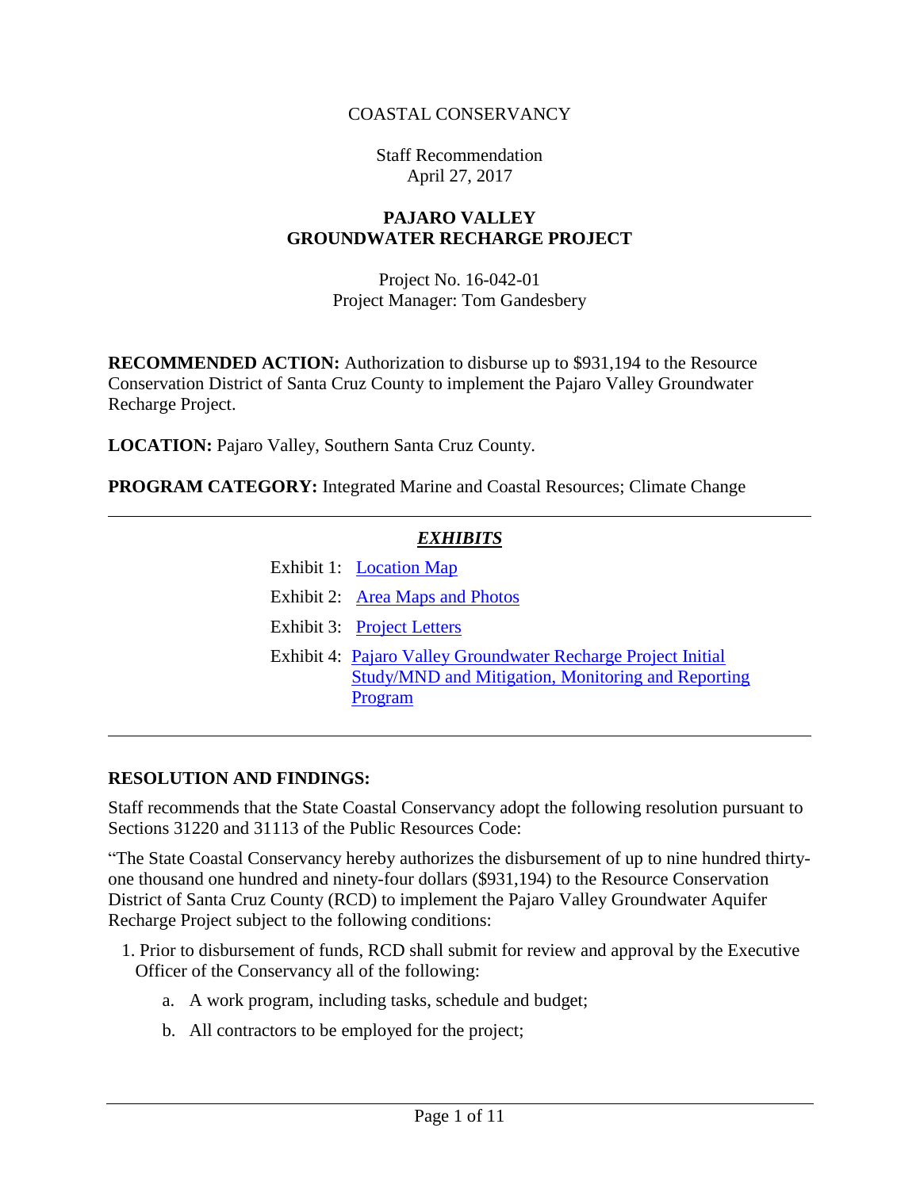COASTAL CONSERVANCY

Staff Recommendation
April 27, 2017

# PAJARO VALLEY GROUNDWATER RECHARGE PROJECT

Project No. 16-042-01
Project Manager: Tom Gandesbery

**RECOMMENDED ACTION:** Authorization to disburse up to $931,194 to the Resource Conservation District of Santa Cruz County to implement the Pajaro Valley Groundwater Recharge Project.

**LOCATION:** Pajaro Valley, Southern Santa Cruz County.

**PROGRAM CATEGORY:** Integrated Marine and Coastal Resources; Climate Change

---

***EXHIBITS***

Exhibit 1: Location Map

Exhibit 2: Area Maps and Photos

Exhibit 3: Project Letters

Exhibit 4: Pajaro Valley Groundwater Recharge Project Initial Study/MND and Mitigation, Monitoring and Reporting Program

---

## RESOLUTION AND FINDINGS:

Staff recommends that the State Coastal Conservancy adopt the following resolution pursuant to Sections 31220 and 31113 of the Public Resources Code:

"The State Coastal Conservancy hereby authorizes the disbursement of up to nine hundred thirty-one thousand one hundred and ninety-four dollars ($931,194) to the Resource Conservation District of Santa Cruz County (RCD) to implement the Pajaro Valley Groundwater Aquifer Recharge Project subject to the following conditions:

1. Prior to disbursement of funds, RCD shall submit for review and approval by the Executive Officer of the Conservancy all of the following:
   a. A work program, including tasks, schedule and budget;
   b. All contractors to be employed for the project;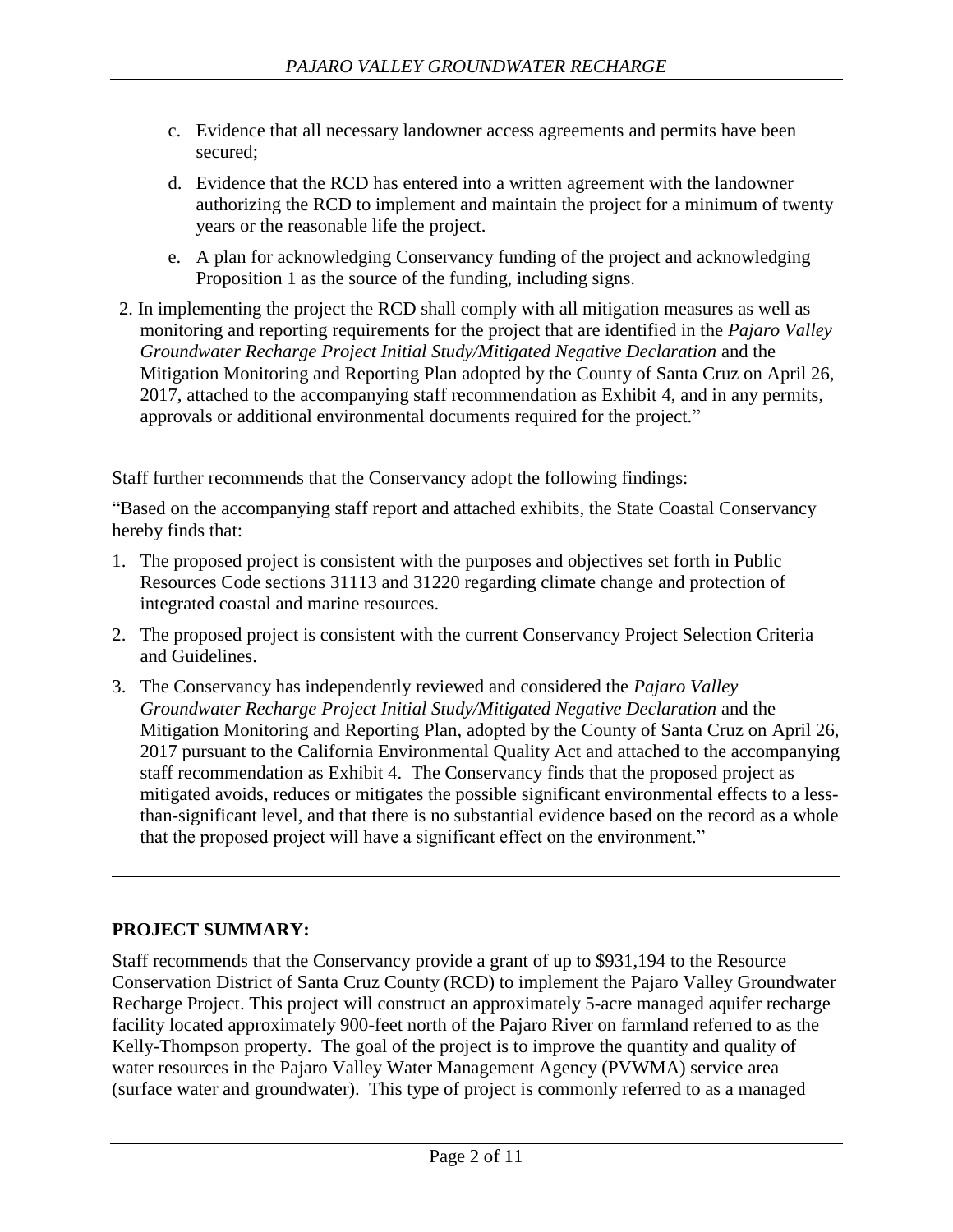c. Evidence that all necessary landowner access agreements and permits have been secured;

d. Evidence that the RCD has entered into a written agreement with the landowner authorizing the RCD to implement and maintain the project for a minimum of twenty years or the reasonable life the project.

e. A plan for acknowledging Conservancy funding of the project and acknowledging Proposition 1 as the source of the funding, including signs.

2. In implementing the project the RCD shall comply with all mitigation measures as well as monitoring and reporting requirements for the project that are identified in the *Pajaro Valley Groundwater Recharge Project Initial Study/Mitigated Negative Declaration* and the Mitigation Monitoring and Reporting Plan adopted by the County of Santa Cruz on April 26, 2017, attached to the accompanying staff recommendation as Exhibit 4, and in any permits, approvals or additional environmental documents required for the project."

Staff further recommends that the Conservancy adopt the following findings:

"Based on the accompanying staff report and attached exhibits, the State Coastal Conservancy hereby finds that:

1. The proposed project is consistent with the purposes and objectives set forth in Public Resources Code sections 31113 and 31220 regarding climate change and protection of integrated coastal and marine resources.
2. The proposed project is consistent with the current Conservancy Project Selection Criteria and Guidelines.
3. The Conservancy has independently reviewed and considered the *Pajaro Valley Groundwater Recharge Project Initial Study/Mitigated Negative Declaration* and the Mitigation Monitoring and Reporting Plan, adopted by the County of Santa Cruz on April 26, 2017 pursuant to the California Environmental Quality Act and attached to the accompanying staff recommendation as Exhibit 4. The Conservancy finds that the proposed project as mitigated avoids, reduces or mitigates the possible significant environmental effects to a less-than-significant level, and that there is no substantial evidence based on the record as a whole that the proposed project will have a significant effect on the environment."

---

**PROJECT SUMMARY:**

Staff recommends that the Conservancy provide a grant of up to $931,194 to the Resource Conservation District of Santa Cruz County (RCD) to implement the Pajaro Valley Groundwater Recharge Project. This project will construct an approximately 5-acre managed aquifer recharge facility located approximately 900-feet north of the Pajaro River on farmland referred to as the Kelly-Thompson property. The goal of the project is to improve the quantity and quality of water resources in the Pajaro Valley Water Management Agency (PVWMA) service area (surface water and groundwater). This type of project is commonly referred to as a managed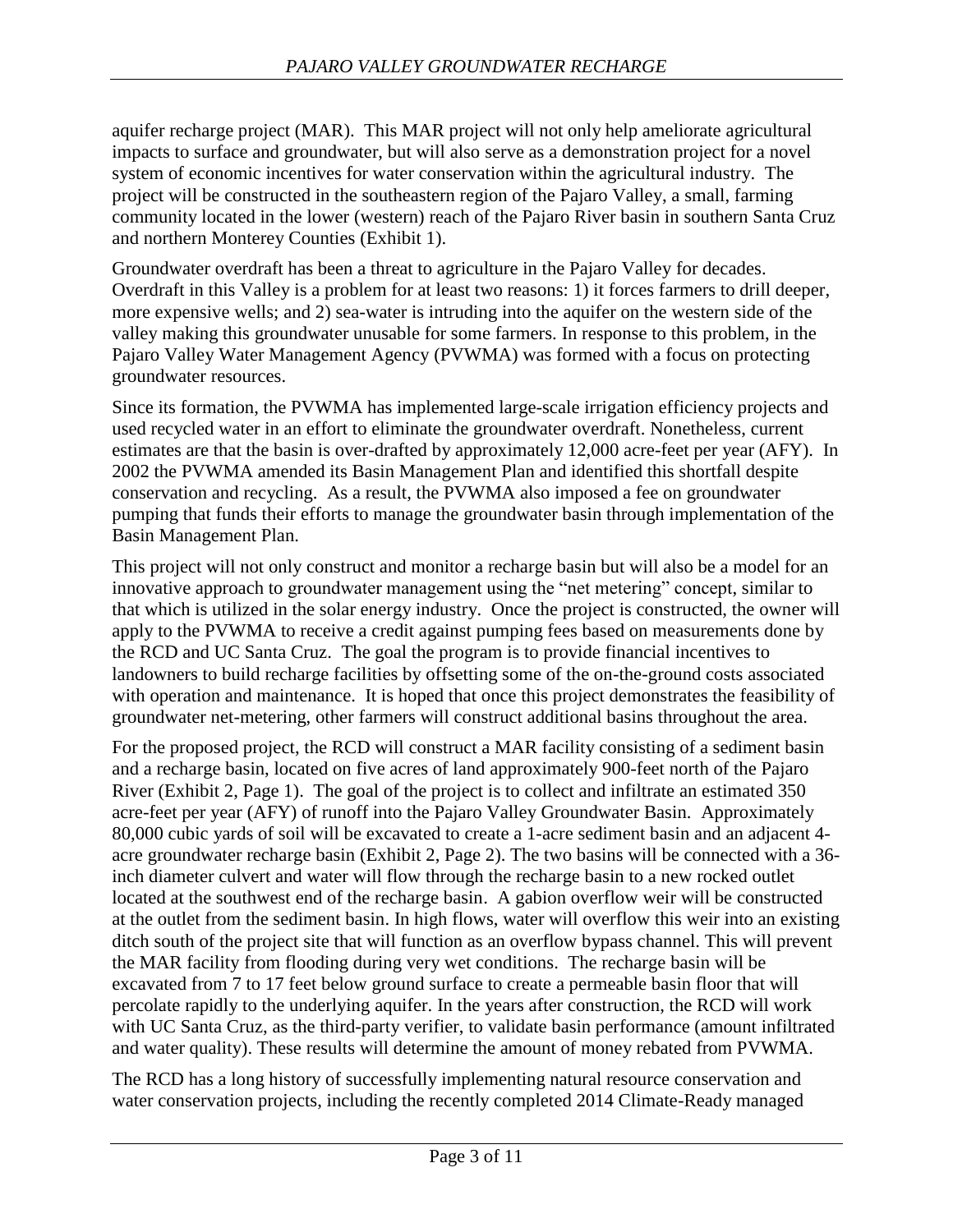aquifer recharge project (MAR). This MAR project will not only help ameliorate agricultural impacts to surface and groundwater, but will also serve as a demonstration project for a novel system of economic incentives for water conservation within the agricultural industry. The project will be constructed in the southeastern region of the Pajaro Valley, a small, farming community located in the lower (western) reach of the Pajaro River basin in southern Santa Cruz and northern Monterey Counties (Exhibit 1).

Groundwater overdraft has been a threat to agriculture in the Pajaro Valley for decades. Overdraft in this Valley is a problem for at least two reasons: 1) it forces farmers to drill deeper, more expensive wells; and 2) sea-water is intruding into the aquifer on the western side of the valley making this groundwater unusable for some farmers. In response to this problem, in the Pajaro Valley Water Management Agency (PVWMA) was formed with a focus on protecting groundwater resources.

Since its formation, the PVWMA has implemented large-scale irrigation efficiency projects and used recycled water in an effort to eliminate the groundwater overdraft. Nonetheless, current estimates are that the basin is over-drafted by approximately 12,000 acre-feet per year (AFY). In 2002 the PVWMA amended its Basin Management Plan and identified this shortfall despite conservation and recycling. As a result, the PVWMA also imposed a fee on groundwater pumping that funds their efforts to manage the groundwater basin through implementation of the Basin Management Plan.

This project will not only construct and monitor a recharge basin but will also be a model for an innovative approach to groundwater management using the "net metering" concept, similar to that which is utilized in the solar energy industry. Once the project is constructed, the owner will apply to the PVWMA to receive a credit against pumping fees based on measurements done by the RCD and UC Santa Cruz. The goal the program is to provide financial incentives to landowners to build recharge facilities by offsetting some of the on-the-ground costs associated with operation and maintenance. It is hoped that once this project demonstrates the feasibility of groundwater net-metering, other farmers will construct additional basins throughout the area.

For the proposed project, the RCD will construct a MAR facility consisting of a sediment basin and a recharge basin, located on five acres of land approximately 900-feet north of the Pajaro River (Exhibit 2, Page 1). The goal of the project is to collect and infiltrate an estimated 350 acre-feet per year (AFY) of runoff into the Pajaro Valley Groundwater Basin. Approximately 80,000 cubic yards of soil will be excavated to create a 1-acre sediment basin and an adjacent 4-acre groundwater recharge basin (Exhibit 2, Page 2). The two basins will be connected with a 36-inch diameter culvert and water will flow through the recharge basin to a new rocked outlet located at the southwest end of the recharge basin. A gabion overflow weir will be constructed at the outlet from the sediment basin. In high flows, water will overflow this weir into an existing ditch south of the project site that will function as an overflow bypass channel. This will prevent the MAR facility from flooding during very wet conditions. The recharge basin will be excavated from 7 to 17 feet below ground surface to create a permeable basin floor that will percolate rapidly to the underlying aquifer. In the years after construction, the RCD will work with UC Santa Cruz, as the third-party verifier, to validate basin performance (amount infiltrated and water quality). These results will determine the amount of money rebated from PVWMA.

The RCD has a long history of successfully implementing natural resource conservation and water conservation projects, including the recently completed 2014 Climate-Ready managed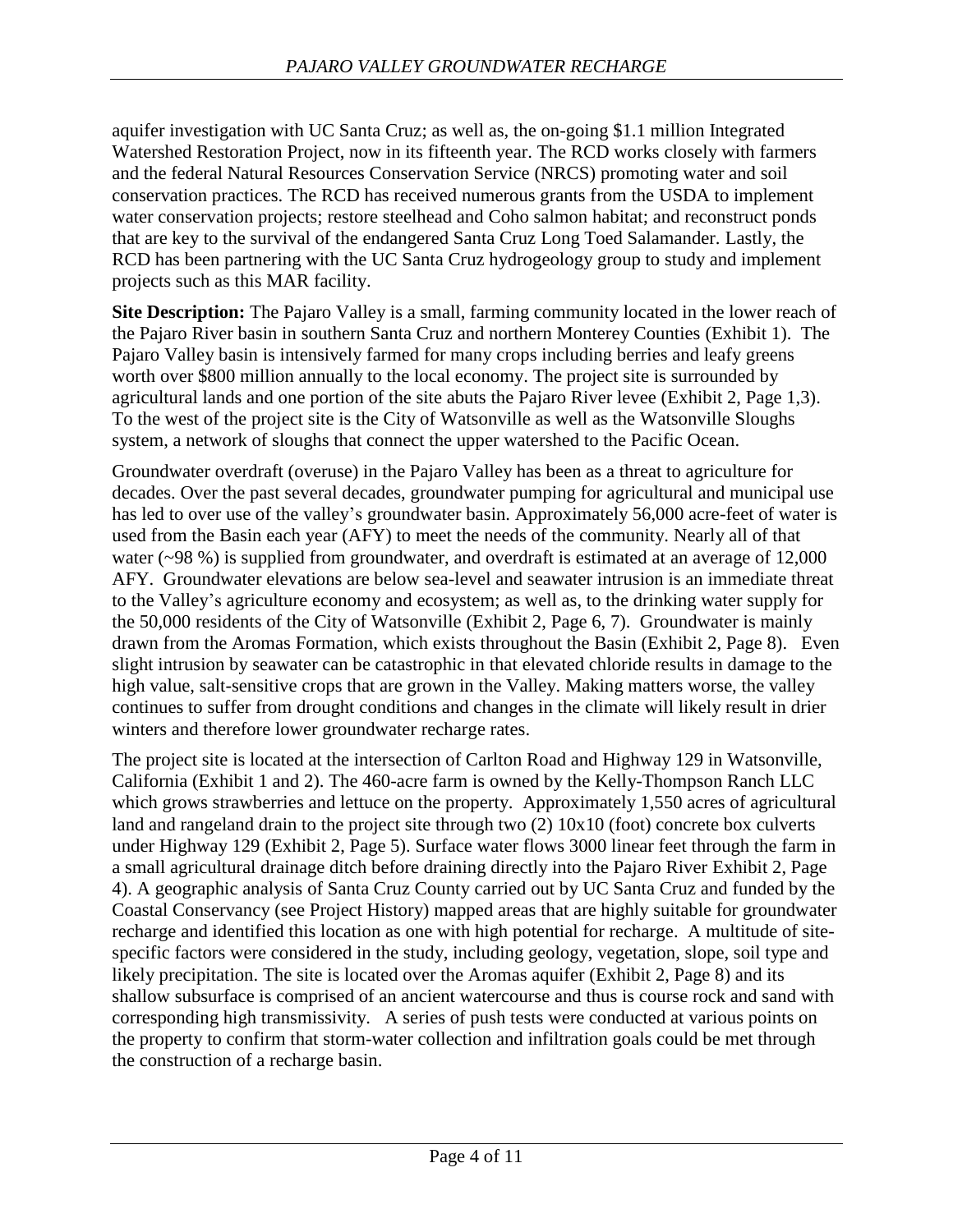aquifer investigation with UC Santa Cruz; as well as, the on-going $1.1 million Integrated Watershed Restoration Project, now in its fifteenth year. The RCD works closely with farmers and the federal Natural Resources Conservation Service (NRCS) promoting water and soil conservation practices. The RCD has received numerous grants from the USDA to implement water conservation projects; restore steelhead and Coho salmon habitat; and reconstruct ponds that are key to the survival of the endangered Santa Cruz Long Toed Salamander. Lastly, the RCD has been partnering with the UC Santa Cruz hydrogeology group to study and implement projects such as this MAR facility.

**Site Description:** The Pajaro Valley is a small, farming community located in the lower reach of the Pajaro River basin in southern Santa Cruz and northern Monterey Counties (Exhibit 1). The Pajaro Valley basin is intensively farmed for many crops including berries and leafy greens worth over $800 million annually to the local economy. The project site is surrounded by agricultural lands and one portion of the site abuts the Pajaro River levee (Exhibit 2, Page 1,3). To the west of the project site is the City of Watsonville as well as the Watsonville Sloughs system, a network of sloughs that connect the upper watershed to the Pacific Ocean.

Groundwater overdraft (overuse) in the Pajaro Valley has been as a threat to agriculture for decades. Over the past several decades, groundwater pumping for agricultural and municipal use has led to over use of the valley's groundwater basin. Approximately 56,000 acre-feet of water is used from the Basin each year (AFY) to meet the needs of the community. Nearly all of that water (~98 %) is supplied from groundwater, and overdraft is estimated at an average of 12,000 AFY. Groundwater elevations are below sea-level and seawater intrusion is an immediate threat to the Valley's agriculture economy and ecosystem; as well as, to the drinking water supply for the 50,000 residents of the City of Watsonville (Exhibit 2, Page 6, 7). Groundwater is mainly drawn from the Aromas Formation, which exists throughout the Basin (Exhibit 2, Page 8). Even slight intrusion by seawater can be catastrophic in that elevated chloride results in damage to the high value, salt-sensitive crops that are grown in the Valley. Making matters worse, the valley continues to suffer from drought conditions and changes in the climate will likely result in drier winters and therefore lower groundwater recharge rates.

The project site is located at the intersection of Carlton Road and Highway 129 in Watsonville, California (Exhibit 1 and 2). The 460-acre farm is owned by the Kelly-Thompson Ranch LLC which grows strawberries and lettuce on the property. Approximately 1,550 acres of agricultural land and rangeland drain to the project site through two (2) 10x10 (foot) concrete box culverts under Highway 129 (Exhibit 2, Page 5). Surface water flows 3000 linear feet through the farm in a small agricultural drainage ditch before draining directly into the Pajaro River Exhibit 2, Page 4). A geographic analysis of Santa Cruz County carried out by UC Santa Cruz and funded by the Coastal Conservancy (see Project History) mapped areas that are highly suitable for groundwater recharge and identified this location as one with high potential for recharge. A multitude of site-specific factors were considered in the study, including geology, vegetation, slope, soil type and likely precipitation. The site is located over the Aromas aquifer (Exhibit 2, Page 8) and its shallow subsurface is comprised of an ancient watercourse and thus is course rock and sand with corresponding high transmissivity. A series of push tests were conducted at various points on the property to confirm that storm-water collection and infiltration goals could be met through the construction of a recharge basin.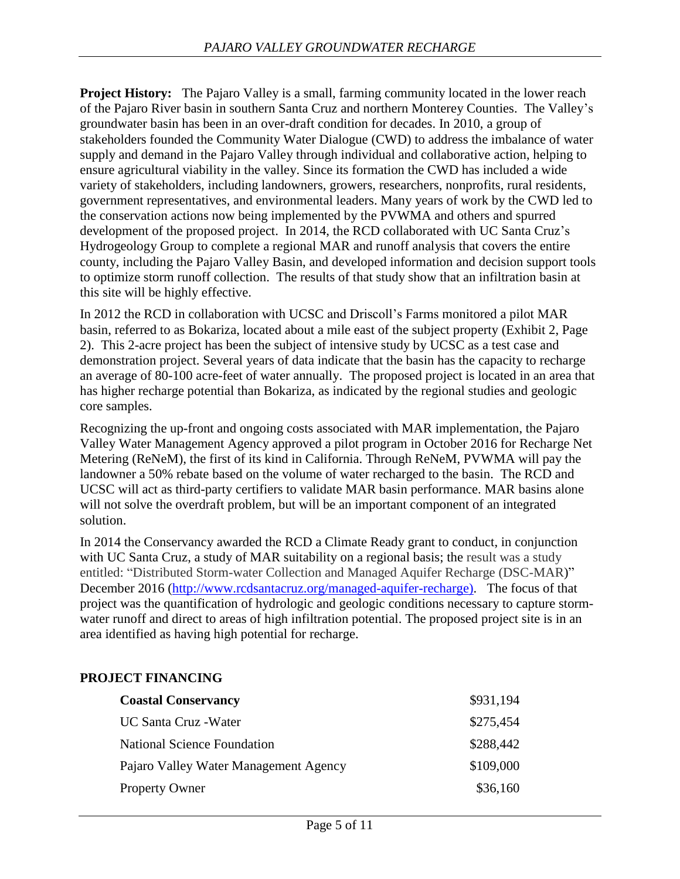**Project History:** The Pajaro Valley is a small, farming community located in the lower reach of the Pajaro River basin in southern Santa Cruz and northern Monterey Counties. The Valley's groundwater basin has been in an over-draft condition for decades. In 2010, a group of stakeholders founded the Community Water Dialogue (CWD) to address the imbalance of water supply and demand in the Pajaro Valley through individual and collaborative action, helping to ensure agricultural viability in the valley. Since its formation the CWD has included a wide variety of stakeholders, including landowners, growers, researchers, nonprofits, rural residents, government representatives, and environmental leaders. Many years of work by the CWD led to the conservation actions now being implemented by the PVWMA and others and spurred development of the proposed project. In 2014, the RCD collaborated with UC Santa Cruz's Hydrogeology Group to complete a regional MAR and runoff analysis that covers the entire county, including the Pajaro Valley Basin, and developed information and decision support tools to optimize storm runoff collection. The results of that study show that an infiltration basin at this site will be highly effective.

In 2012 the RCD in collaboration with UCSC and Driscoll's Farms monitored a pilot MAR basin, referred to as Bokariza, located about a mile east of the subject property (Exhibit 2, Page 2). This 2-acre project has been the subject of intensive study by UCSC as a test case and demonstration project. Several years of data indicate that the basin has the capacity to recharge an average of 80-100 acre-feet of water annually. The proposed project is located in an area that has higher recharge potential than Bokariza, as indicated by the regional studies and geologic core samples.

Recognizing the up-front and ongoing costs associated with MAR implementation, the Pajaro Valley Water Management Agency approved a pilot program in October 2016 for Recharge Net Metering (ReNeM), the first of its kind in California. Through ReNeM, PVWMA will pay the landowner a 50% rebate based on the volume of water recharged to the basin. The RCD and UCSC will act as third-party certifiers to validate MAR basin performance. MAR basins alone will not solve the overdraft problem, but will be an important component of an integrated solution.

In 2014 the Conservancy awarded the RCD a Climate Ready grant to conduct, in conjunction with UC Santa Cruz, a study of MAR suitability on a regional basis; the result was a study entitled: "Distributed Storm-water Collection and Managed Aquifer Recharge (DSC-MAR)" December 2016 (http://www.rcdsantacruz.org/managed-aquifer-recharge). The focus of that project was the quantification of hydrologic and geologic conditions necessary to capture storm-water runoff and direct to areas of high infiltration potential. The proposed project site is in an area identified as having high potential for recharge.

## PROJECT FINANCING

| | |
|---|---|
| **Coastal Conservancy** | $931,194 |
| UC Santa Cruz -Water | $275,454 |
| National Science Foundation | $288,442 |
| Pajaro Valley Water Management Agency | $109,000 |
| Property Owner | $36,160 |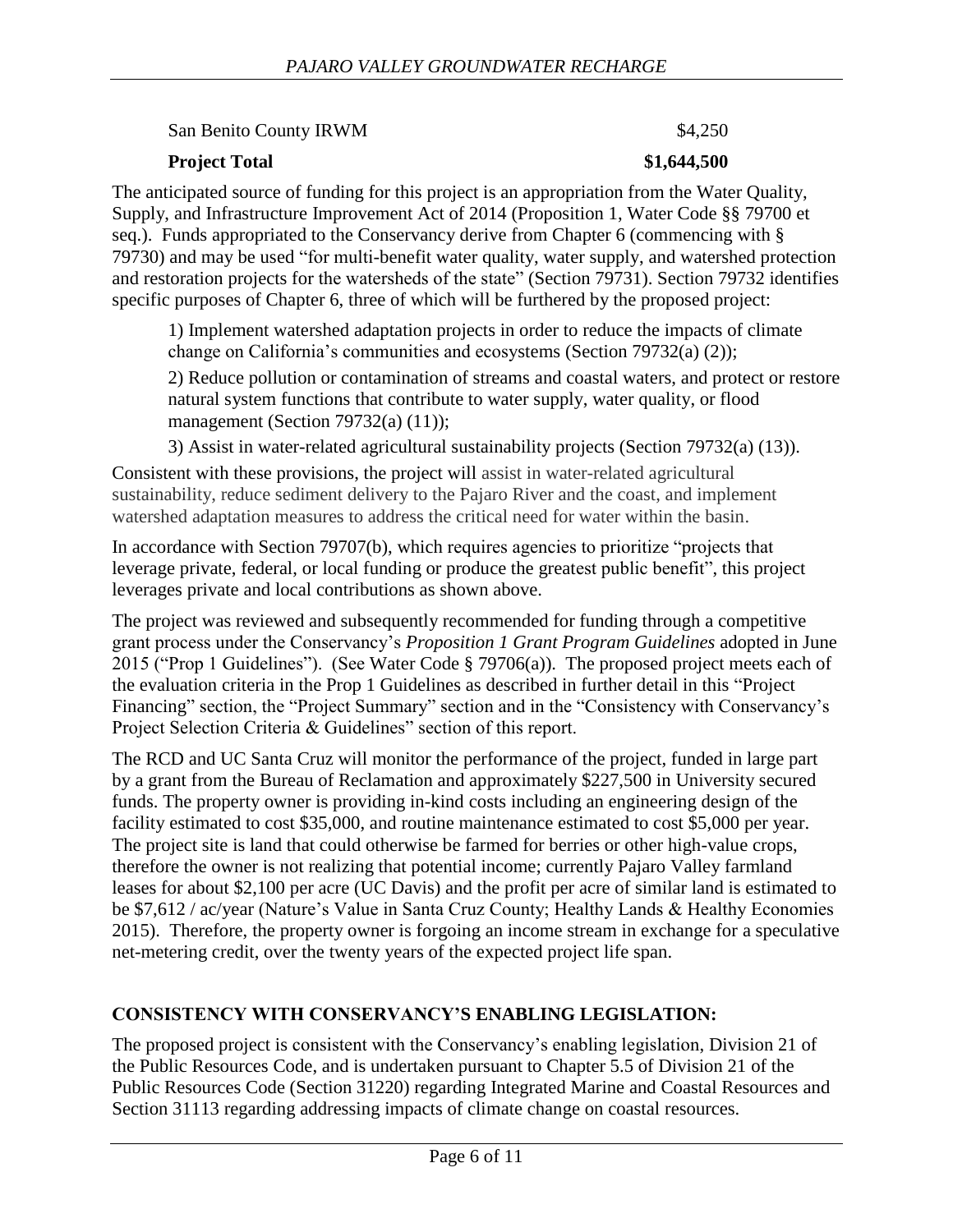| San Benito County IRWM | $4,250 |
|---|---|
| **Project Total** | **$1,644,500** |

The anticipated source of funding for this project is an appropriation from the Water Quality, Supply, and Infrastructure Improvement Act of 2014 (Proposition 1, Water Code §§ 79700 et seq.). Funds appropriated to the Conservancy derive from Chapter 6 (commencing with § 79730) and may be used "for multi-benefit water quality, water supply, and watershed protection and restoration projects for the watersheds of the state" (Section 79731). Section 79732 identifies specific purposes of Chapter 6, three of which will be furthered by the proposed project:

1) Implement watershed adaptation projects in order to reduce the impacts of climate change on California's communities and ecosystems (Section 79732(a) (2));

2) Reduce pollution or contamination of streams and coastal waters, and protect or restore natural system functions that contribute to water supply, water quality, or flood management (Section 79732(a) (11));

3) Assist in water-related agricultural sustainability projects (Section 79732(a) (13)).

Consistent with these provisions, the project will assist in water-related agricultural sustainability, reduce sediment delivery to the Pajaro River and the coast, and implement watershed adaptation measures to address the critical need for water within the basin.

In accordance with Section 79707(b), which requires agencies to prioritize "projects that leverage private, federal, or local funding or produce the greatest public benefit", this project leverages private and local contributions as shown above.

The project was reviewed and subsequently recommended for funding through a competitive grant process under the Conservancy's *Proposition 1 Grant Program Guidelines* adopted in June 2015 ("Prop 1 Guidelines"). (See Water Code § 79706(a)). The proposed project meets each of the evaluation criteria in the Prop 1 Guidelines as described in further detail in this "Project Financing" section, the "Project Summary" section and in the "Consistency with Conservancy's Project Selection Criteria & Guidelines" section of this report.

The RCD and UC Santa Cruz will monitor the performance of the project, funded in large part by a grant from the Bureau of Reclamation and approximately $227,500 in University secured funds. The property owner is providing in-kind costs including an engineering design of the facility estimated to cost $35,000, and routine maintenance estimated to cost $5,000 per year. The project site is land that could otherwise be farmed for berries or other high-value crops, therefore the owner is not realizing that potential income; currently Pajaro Valley farmland leases for about $2,100 per acre (UC Davis) and the profit per acre of similar land is estimated to be $7,612 / ac/year (Nature's Value in Santa Cruz County; Healthy Lands & Healthy Economies 2015). Therefore, the property owner is forgoing an income stream in exchange for a speculative net-metering credit, over the twenty years of the expected project life span.

## CONSISTENCY WITH CONSERVANCY'S ENABLING LEGISLATION:

The proposed project is consistent with the Conservancy's enabling legislation, Division 21 of the Public Resources Code, and is undertaken pursuant to Chapter 5.5 of Division 21 of the Public Resources Code (Section 31220) regarding Integrated Marine and Coastal Resources and Section 31113 regarding addressing impacts of climate change on coastal resources.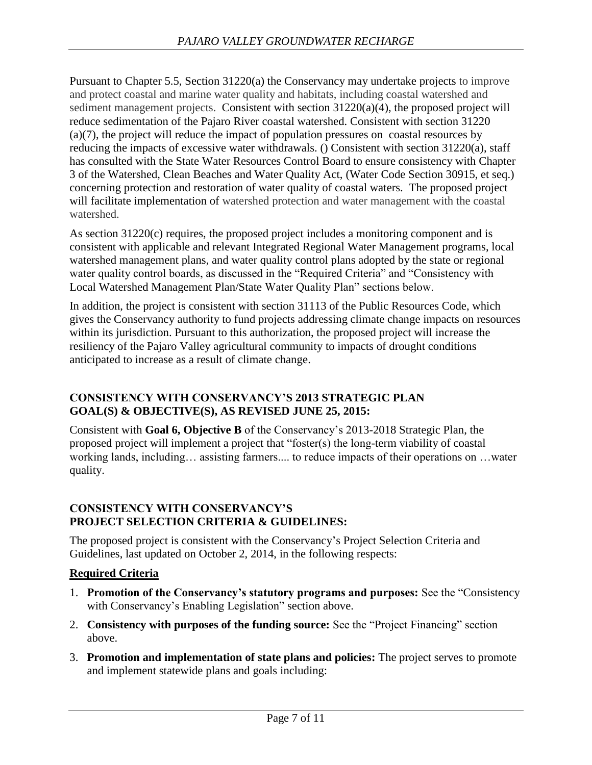Pursuant to Chapter 5.5, Section 31220(a) the Conservancy may undertake projects to improve and protect coastal and marine water quality and habitats, including coastal watershed and sediment management projects. Consistent with section 31220(a)(4), the proposed project will reduce sedimentation of the Pajaro River coastal watershed. Consistent with section 31220 (a)(7), the project will reduce the impact of population pressures on coastal resources by reducing the impacts of excessive water withdrawals. () Consistent with section 31220(a), staff has consulted with the State Water Resources Control Board to ensure consistency with Chapter 3 of the Watershed, Clean Beaches and Water Quality Act, (Water Code Section 30915, et seq.) concerning protection and restoration of water quality of coastal waters. The proposed project will facilitate implementation of watershed protection and water management with the coastal watershed.

As section 31220(c) requires, the proposed project includes a monitoring component and is consistent with applicable and relevant Integrated Regional Water Management programs, local watershed management plans, and water quality control plans adopted by the state or regional water quality control boards, as discussed in the "Required Criteria" and "Consistency with Local Watershed Management Plan/State Water Quality Plan" sections below.

In addition, the project is consistent with section 31113 of the Public Resources Code, which gives the Conservancy authority to fund projects addressing climate change impacts on resources within its jurisdiction. Pursuant to this authorization, the proposed project will increase the resiliency of the Pajaro Valley agricultural community to impacts of drought conditions anticipated to increase as a result of climate change.

## CONSISTENCY WITH CONSERVANCY'S 2013 STRATEGIC PLAN GOAL(S) & OBJECTIVE(S), AS REVISED JUNE 25, 2015:

Consistent with **Goal 6, Objective B** of the Conservancy's 2013-2018 Strategic Plan, the proposed project will implement a project that "foster(s) the long-term viability of coastal working lands, including… assisting farmers.... to reduce impacts of their operations on …water quality.

## CONSISTENCY WITH CONSERVANCY'S PROJECT SELECTION CRITERIA & GUIDELINES:

The proposed project is consistent with the Conservancy's Project Selection Criteria and Guidelines, last updated on October 2, 2014, in the following respects:

### Required Criteria

1. **Promotion of the Conservancy's statutory programs and purposes:** See the "Consistency with Conservancy's Enabling Legislation" section above.
2. **Consistency with purposes of the funding source:** See the "Project Financing" section above.
3. **Promotion and implementation of state plans and policies:** The project serves to promote and implement statewide plans and goals including: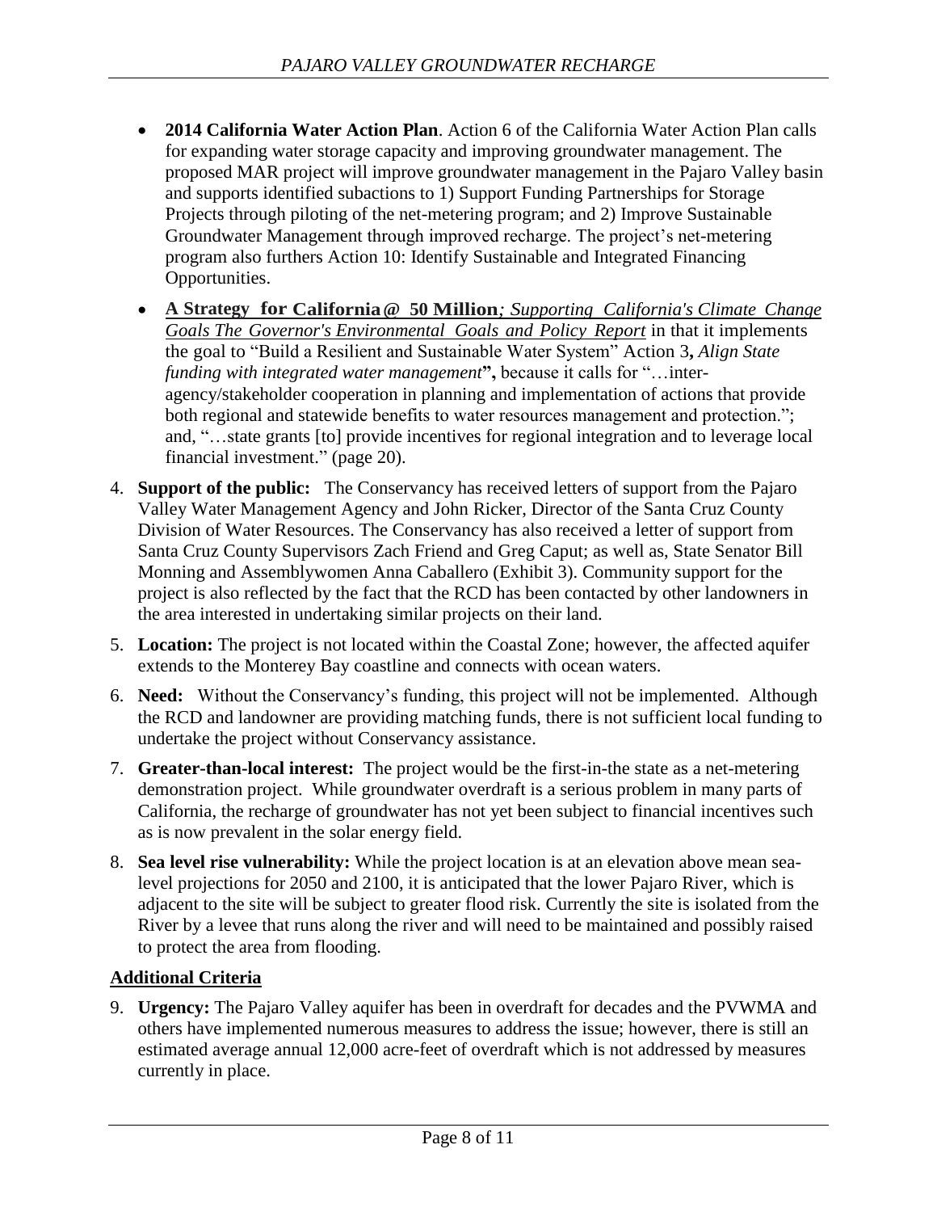- **2014 California Water Action Plan**. Action 6 of the California Water Action Plan calls for expanding water storage capacity and improving groundwater management. The proposed MAR project will improve groundwater management in the Pajaro Valley basin and supports identified subactions to 1) Support Funding Partnerships for Storage Projects through piloting of the net-metering program; and 2) Improve Sustainable Groundwater Management through improved recharge. The project's net-metering program also furthers Action 10: Identify Sustainable and Integrated Financing Opportunities.
- **A Strategy for California @ 50 Million***; Supporting California's Climate Change Goals The Governor's Environmental Goals and Policy Report* in that it implements the goal to "Build a Resilient and Sustainable Water System" Action 3**,** *Align State funding with integrated water management***",** because it calls for "…inter-agency/stakeholder cooperation in planning and implementation of actions that provide both regional and statewide benefits to water resources management and protection."; and, "…state grants [to] provide incentives for regional integration and to leverage local financial investment." (page 20).

4. **Support of the public:** The Conservancy has received letters of support from the Pajaro Valley Water Management Agency and John Ricker, Director of the Santa Cruz County Division of Water Resources. The Conservancy has also received a letter of support from Santa Cruz County Supervisors Zach Friend and Greg Caput; as well as, State Senator Bill Monning and Assemblywomen Anna Caballero (Exhibit 3). Community support for the project is also reflected by the fact that the RCD has been contacted by other landowners in the area interested in undertaking similar projects on their land.
5. **Location:** The project is not located within the Coastal Zone; however, the affected aquifer extends to the Monterey Bay coastline and connects with ocean waters.
6. **Need:** Without the Conservancy's funding, this project will not be implemented. Although the RCD and landowner are providing matching funds, there is not sufficient local funding to undertake the project without Conservancy assistance.
7. **Greater-than-local interest:** The project would be the first-in-the state as a net-metering demonstration project. While groundwater overdraft is a serious problem in many parts of California, the recharge of groundwater has not yet been subject to financial incentives such as is now prevalent in the solar energy field.
8. **Sea level rise vulnerability:** While the project location is at an elevation above mean sea-level projections for 2050 and 2100, it is anticipated that the lower Pajaro River, which is adjacent to the site will be subject to greater flood risk. Currently the site is isolated from the River by a levee that runs along the river and will need to be maintained and possibly raised to protect the area from flooding.

**Additional Criteria**

9. **Urgency:** The Pajaro Valley aquifer has been in overdraft for decades and the PVWMA and others have implemented numerous measures to address the issue; however, there is still an estimated average annual 12,000 acre-feet of overdraft which is not addressed by measures currently in place.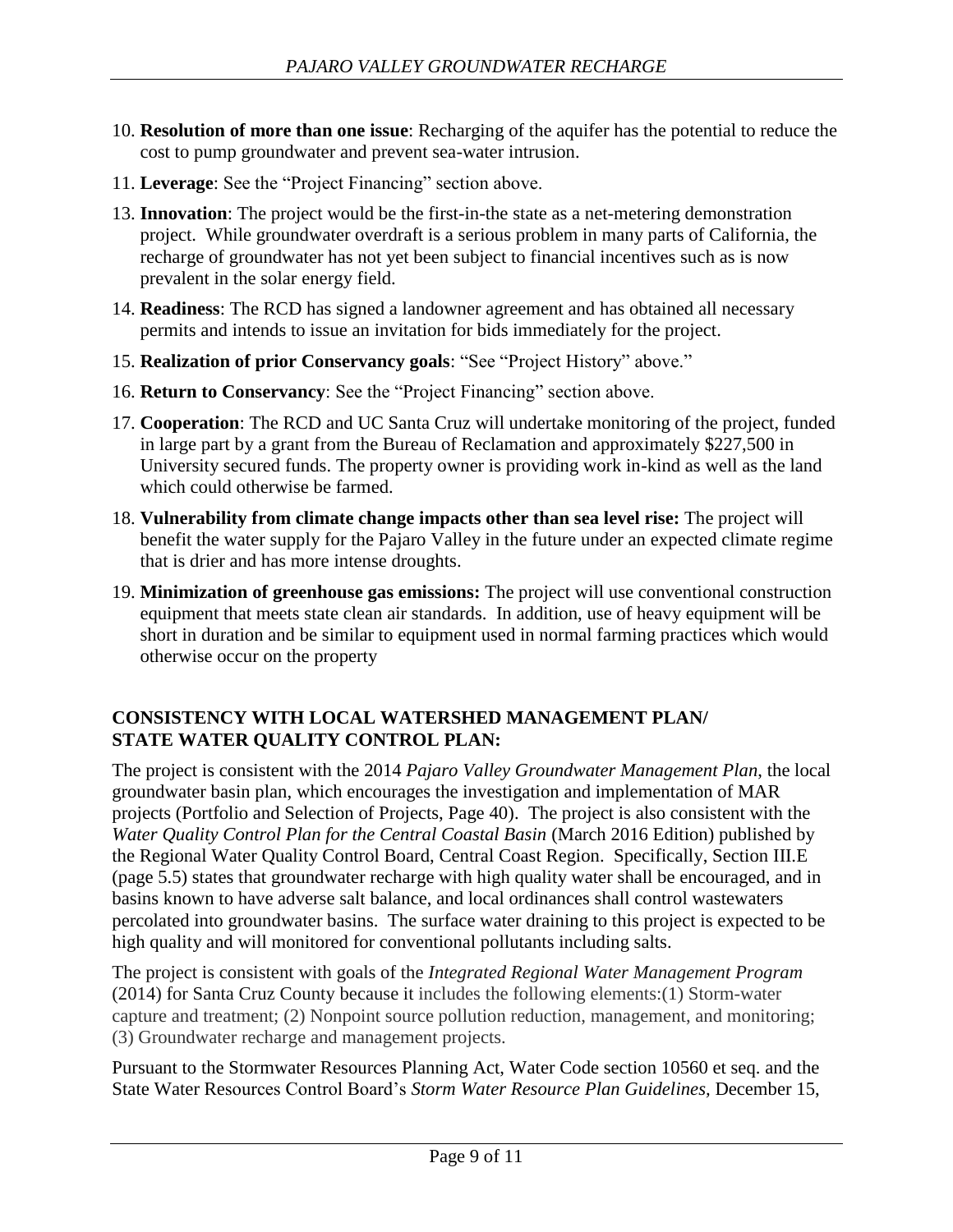10. **Resolution of more than one issue**: Recharging of the aquifer has the potential to reduce the cost to pump groundwater and prevent sea-water intrusion.
11. **Leverage**: See the "Project Financing" section above.
13. **Innovation**: The project would be the first-in-the state as a net-metering demonstration project. While groundwater overdraft is a serious problem in many parts of California, the recharge of groundwater has not yet been subject to financial incentives such as is now prevalent in the solar energy field.
14. **Readiness**: The RCD has signed a landowner agreement and has obtained all necessary permits and intends to issue an invitation for bids immediately for the project.
15. **Realization of prior Conservancy goals**: "See "Project History" above."
16. **Return to Conservancy**: See the "Project Financing" section above.
17. **Cooperation**: The RCD and UC Santa Cruz will undertake monitoring of the project, funded in large part by a grant from the Bureau of Reclamation and approximately $227,500 in University secured funds. The property owner is providing work in-kind as well as the land which could otherwise be farmed.
18. **Vulnerability from climate change impacts other than sea level rise:** The project will benefit the water supply for the Pajaro Valley in the future under an expected climate regime that is drier and has more intense droughts.
19. **Minimization of greenhouse gas emissions:** The project will use conventional construction equipment that meets state clean air standards. In addition, use of heavy equipment will be short in duration and be similar to equipment used in normal farming practices which would otherwise occur on the property

## CONSISTENCY WITH LOCAL WATERSHED MANAGEMENT PLAN/ STATE WATER QUALITY CONTROL PLAN:

The project is consistent with the 2014 *Pajaro Valley Groundwater Management Plan*, the local groundwater basin plan, which encourages the investigation and implementation of MAR projects (Portfolio and Selection of Projects, Page 40). The project is also consistent with the *Water Quality Control Plan for the Central Coastal Basin* (March 2016 Edition) published by the Regional Water Quality Control Board, Central Coast Region. Specifically, Section III.E (page 5.5) states that groundwater recharge with high quality water shall be encouraged, and in basins known to have adverse salt balance, and local ordinances shall control wastewaters percolated into groundwater basins. The surface water draining to this project is expected to be high quality and will monitored for conventional pollutants including salts.

The project is consistent with goals of the *Integrated Regional Water Management Program* (2014) for Santa Cruz County because it includes the following elements:(1) Storm-water capture and treatment; (2) Nonpoint source pollution reduction, management, and monitoring; (3) Groundwater recharge and management projects.

Pursuant to the Stormwater Resources Planning Act, Water Code section 10560 et seq. and the State Water Resources Control Board's *Storm Water Resource Plan Guidelines,* December 15,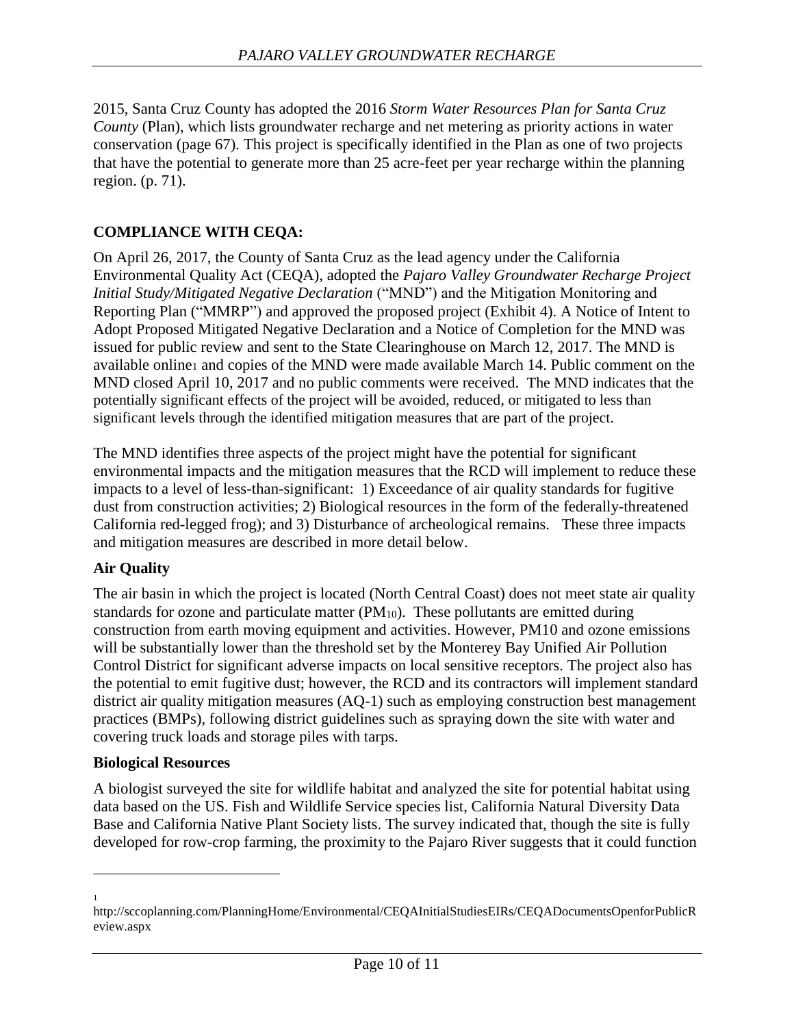2015, Santa Cruz County has adopted the 2016 *Storm Water Resources Plan for Santa Cruz County* (Plan), which lists groundwater recharge and net metering as priority actions in water conservation (page 67). This project is specifically identified in the Plan as one of two projects that have the potential to generate more than 25 acre-feet per year recharge within the planning region. (p. 71).

## COMPLIANCE WITH CEQA:

On April 26, 2017, the County of Santa Cruz as the lead agency under the California Environmental Quality Act (CEQA), adopted the *Pajaro Valley Groundwater Recharge Project Initial Study/Mitigated Negative Declaration* ("MND") and the Mitigation Monitoring and Reporting Plan ("MMRP") and approved the proposed project (Exhibit 4). A Notice of Intent to Adopt Proposed Mitigated Negative Declaration and a Notice of Completion for the MND was issued for public review and sent to the State Clearinghouse on March 12, 2017. The MND is available online[1] and copies of the MND were made available March 14. Public comment on the MND closed April 10, 2017 and no public comments were received. The MND indicates that the potentially significant effects of the project will be avoided, reduced, or mitigated to less than significant levels through the identified mitigation measures that are part of the project.

The MND identifies three aspects of the project might have the potential for significant environmental impacts and the mitigation measures that the RCD will implement to reduce these impacts to a level of less-than-significant: 1) Exceedance of air quality standards for fugitive dust from construction activities; 2) Biological resources in the form of the federally-threatened California red-legged frog); and 3) Disturbance of archeological remains. These three impacts and mitigation measures are described in more detail below.

### Air Quality

The air basin in which the project is located (North Central Coast) does not meet state air quality standards for ozone and particulate matter ($PM_{10}$). These pollutants are emitted during construction from earth moving equipment and activities. However, PM10 and ozone emissions will be substantially lower than the threshold set by the Monterey Bay Unified Air Pollution Control District for significant adverse impacts on local sensitive receptors. The project also has the potential to emit fugitive dust; however, the RCD and its contractors will implement standard district air quality mitigation measures (AQ-1) such as employing construction best management practices (BMPs), following district guidelines such as spraying down the site with water and covering truck loads and storage piles with tarps.

### Biological Resources

A biologist surveyed the site for wildlife habitat and analyzed the site for potential habitat using data based on the US. Fish and Wildlife Service species list, California Natural Diversity Data Base and California Native Plant Society lists. The survey indicated that, though the site is fully developed for row-crop farming, the proximity to the Pajaro River suggests that it could function

---

[1] http://sccoplanning.com/PlanningHome/Environmental/CEQAInitialStudiesEIRs/CEQADocumentsOpenforPublicReview.aspx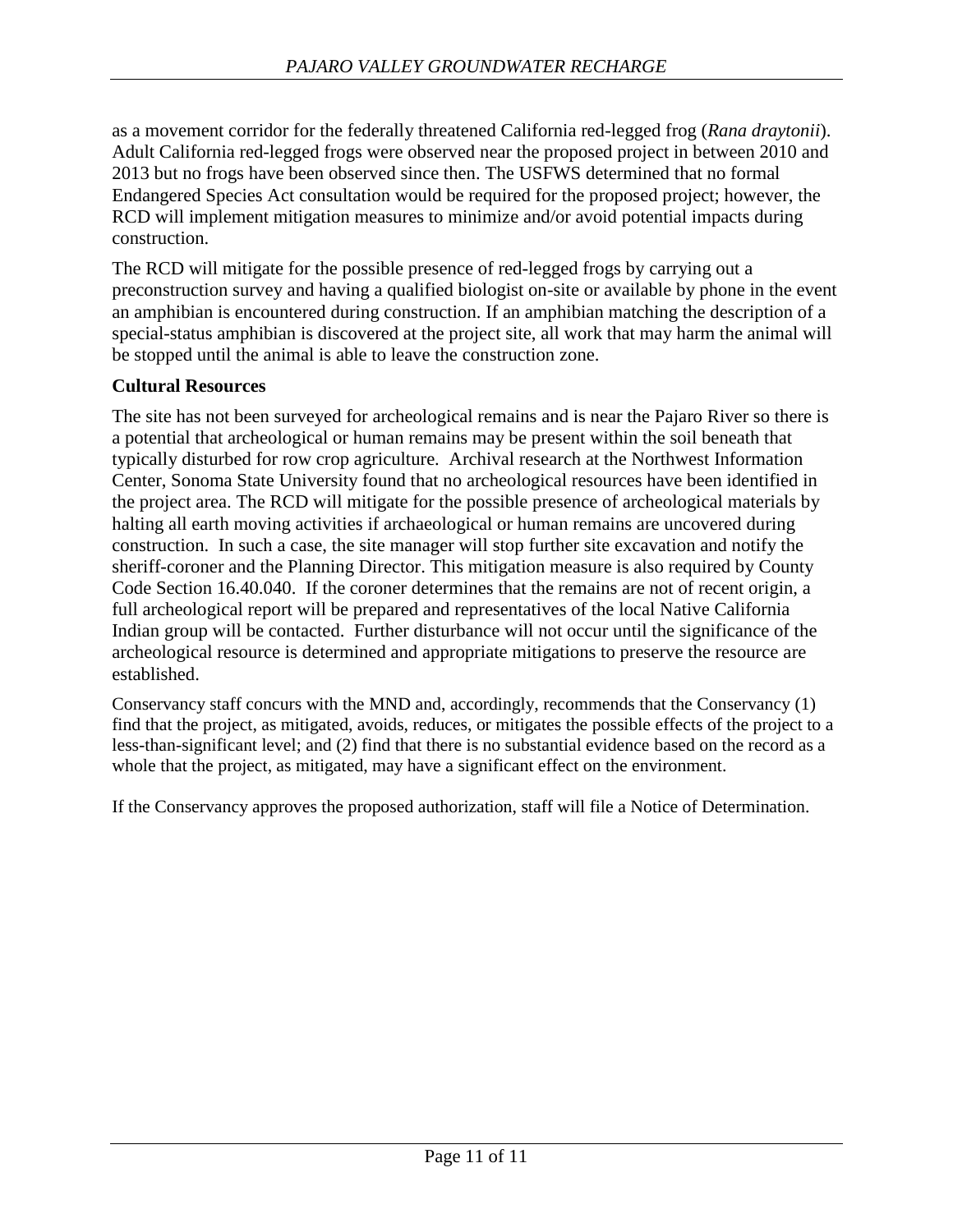as a movement corridor for the federally threatened California red-legged frog (*Rana draytonii*). Adult California red-legged frogs were observed near the proposed project in between 2010 and 2013 but no frogs have been observed since then. The USFWS determined that no formal Endangered Species Act consultation would be required for the proposed project; however, the RCD will implement mitigation measures to minimize and/or avoid potential impacts during construction.

The RCD will mitigate for the possible presence of red-legged frogs by carrying out a preconstruction survey and having a qualified biologist on-site or available by phone in the event an amphibian is encountered during construction. If an amphibian matching the description of a special-status amphibian is discovered at the project site, all work that may harm the animal will be stopped until the animal is able to leave the construction zone.

**Cultural Resources**

The site has not been surveyed for archeological remains and is near the Pajaro River so there is a potential that archeological or human remains may be present within the soil beneath that typically disturbed for row crop agriculture. Archival research at the Northwest Information Center, Sonoma State University found that no archeological resources have been identified in the project area. The RCD will mitigate for the possible presence of archeological materials by halting all earth moving activities if archaeological or human remains are uncovered during construction. In such a case, the site manager will stop further site excavation and notify the sheriff-coroner and the Planning Director. This mitigation measure is also required by County Code Section 16.40.040. If the coroner determines that the remains are not of recent origin, a full archeological report will be prepared and representatives of the local Native California Indian group will be contacted. Further disturbance will not occur until the significance of the archeological resource is determined and appropriate mitigations to preserve the resource are established.

Conservancy staff concurs with the MND and, accordingly, recommends that the Conservancy (1) find that the project, as mitigated, avoids, reduces, or mitigates the possible effects of the project to a less-than-significant level; and (2) find that there is no substantial evidence based on the record as a whole that the project, as mitigated, may have a significant effect on the environment.

If the Conservancy approves the proposed authorization, staff will file a Notice of Determination.